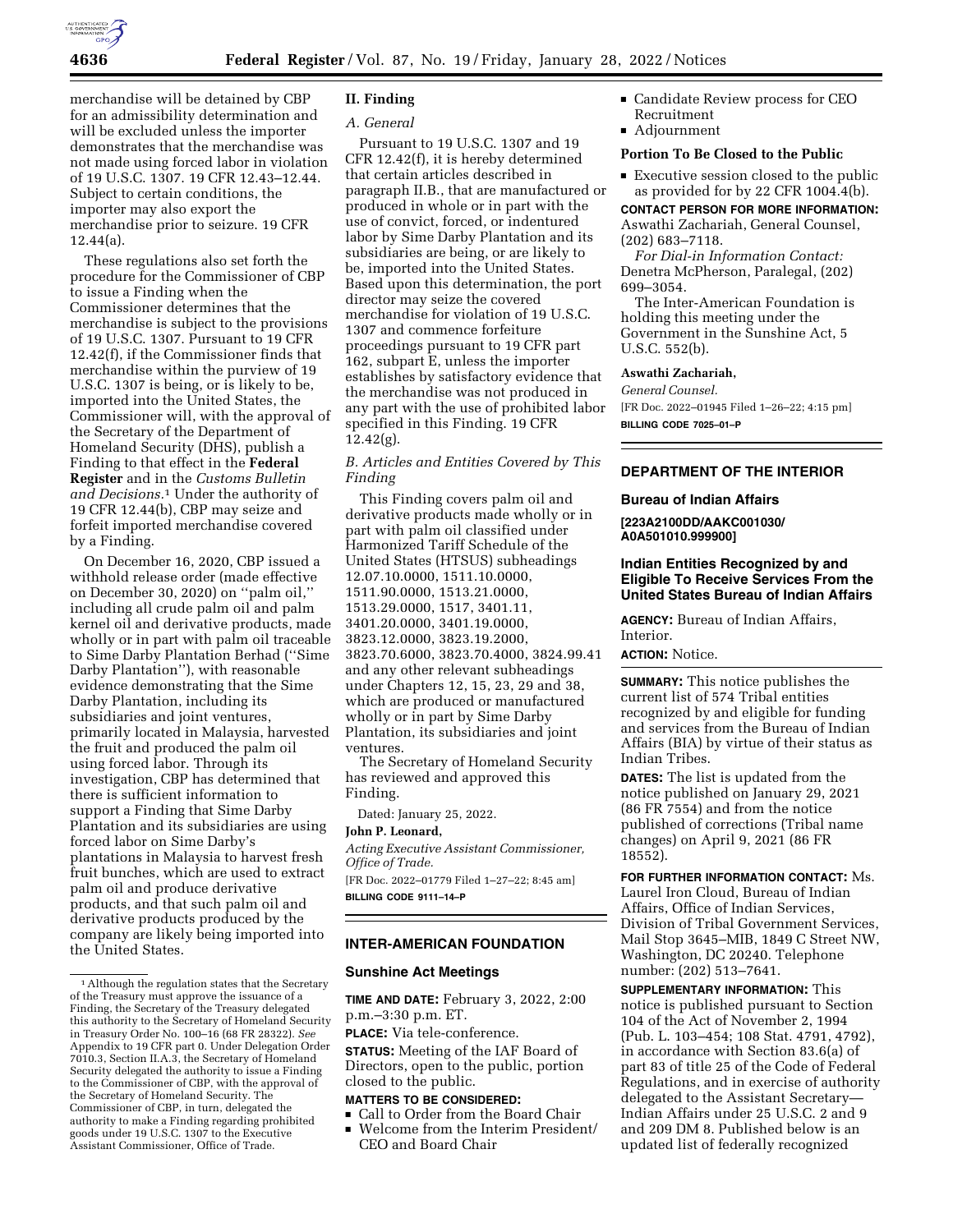merchandise will be detained by CBP for an admissibility determination and will be excluded unless the importer demonstrates that the merchandise was not made using forced labor in violation of 19 U.S.C. 1307. 19 CFR 12.43–12.44. Subject to certain conditions, the importer may also export the merchandise prior to seizure. 19 CFR 12.44(a).

These regulations also set forth the procedure for the Commissioner of CBP to issue a Finding when the Commissioner determines that the merchandise is subject to the provisions of 19 U.S.C. 1307. Pursuant to 19 CFR 12.42(f), if the Commissioner finds that merchandise within the purview of 19 U.S.C. 1307 is being, or is likely to be, imported into the United States, the Commissioner will, with the approval of the Secretary of the Department of Homeland Security (DHS), publish a Finding to that effect in the **Federal Register** and in the *Customs Bulletin and Decisions.*[1] Under the authority of 19 CFR 12.44(b), CBP may seize and forfeit imported merchandise covered by a Finding.

On December 16, 2020, CBP issued a withhold release order (made effective on December 30, 2020) on ''palm oil,'' including all crude palm oil and palm kernel oil and derivative products, made wholly or in part with palm oil traceable to Sime Darby Plantation Berhad (''Sime Darby Plantation''), with reasonable evidence demonstrating that the Sime Darby Plantation, including its subsidiaries and joint ventures, primarily located in Malaysia, harvested the fruit and produced the palm oil using forced labor. Through its investigation, CBP has determined that there is sufficient information to support a Finding that Sime Darby Plantation and its subsidiaries are using forced labor on Sime Darby's plantations in Malaysia to harvest fresh fruit bunches, which are used to extract palm oil and produce derivative products, and that such palm oil and derivative products produced by the company are likely being imported into the United States.

[1] Although the regulation states that the Secretary of the Treasury must approve the issuance of a Finding, the Secretary of the Treasury delegated this authority to the Secretary of Homeland Security in Treasury Order No. 100–16 (68 FR 28322). *See* Appendix to 19 CFR part 0. Under Delegation Order 7010.3, Section II.A.3, the Secretary of Homeland Security delegated the authority to issue a Finding to the Commissioner of CBP, with the approval of the Secretary of Homeland Security. The Commissioner of CBP, in turn, delegated the authority to make a Finding regarding prohibited goods under 19 U.S.C. 1307 to the Executive Assistant Commissioner, Office of Trade.

## II. Finding

### *A. General*

Pursuant to 19 U.S.C. 1307 and 19 CFR 12.42(f), it is hereby determined that certain articles described in paragraph II.B., that are manufactured or produced in whole or in part with the use of convict, forced, or indentured labor by Sime Darby Plantation and its subsidiaries are being, or are likely to be, imported into the United States. Based upon this determination, the port director may seize the covered merchandise for violation of 19 U.S.C. 1307 and commence forfeiture proceedings pursuant to 19 CFR part 162, subpart E, unless the importer establishes by satisfactory evidence that the merchandise was not produced in any part with the use of prohibited labor specified in this Finding. 19 CFR 12.42(g).

### *B. Articles and Entities Covered by This Finding*

This Finding covers palm oil and derivative products made wholly or in part with palm oil classified under Harmonized Tariff Schedule of the United States (HTSUS) subheadings 12.07.10.0000, 1511.10.0000, 1511.90.0000, 1513.21.0000, 1513.29.0000, 1517, 3401.11, 3401.20.0000, 3401.19.0000, 3823.12.0000, 3823.19.2000, 3823.70.6000, 3823.70.4000, 3824.99.41 and any other relevant subheadings under Chapters 12, 15, 23, 29 and 38, which are produced or manufactured wholly or in part by Sime Darby Plantation, its subsidiaries and joint ventures.

The Secretary of Homeland Security has reviewed and approved this Finding.

Dated: January 25, 2022.

**John P. Leonard,**

*Acting Executive Assistant Commissioner, Office of Trade.*

[FR Doc. 2022–01779 Filed 1–27–22; 8:45 am]

**BILLING CODE 9111–14–P**

## INTER-AMERICAN FOUNDATION

### Sunshine Act Meetings

**TIME AND DATE:** February 3, 2022, 2:00 p.m.–3:30 p.m. ET.

**PLACE:** Via tele-conference.

**STATUS:** Meeting of the IAF Board of Directors, open to the public, portion closed to the public.

**MATTERS TO BE CONSIDERED:**

- Call to Order from the Board Chair
- Welcome from the Interim President/CEO and Board Chair
- Candidate Review process for CEO Recruitment
- Adjournment

**Portion To Be Closed to the Public**

- Executive session closed to the public as provided for by 22 CFR 1004.4(b).

**CONTACT PERSON FOR MORE INFORMATION:** Aswathi Zachariah, General Counsel, (202) 683–7118.

*For Dial-in Information Contact:* Denetra McPherson, Paralegal, (202) 699–3054.

The Inter-American Foundation is holding this meeting under the Government in the Sunshine Act, 5 U.S.C. 552(b).

**Aswathi Zachariah,**

*General Counsel.*

[FR Doc. 2022–01945 Filed 1–26–22; 4:15 pm]

**BILLING CODE 7025–01–P**

## DEPARTMENT OF THE INTERIOR

### Bureau of Indian Affairs

**[223A2100DD/AAKC001030/A0A501010.999900]**

### Indian Entities Recognized by and Eligible To Receive Services From the United States Bureau of Indian Affairs

**AGENCY:** Bureau of Indian Affairs, Interior.

**ACTION:** Notice.

**SUMMARY:** This notice publishes the current list of 574 Tribal entities recognized by and eligible for funding and services from the Bureau of Indian Affairs (BIA) by virtue of their status as Indian Tribes.

**DATES:** The list is updated from the notice published on January 29, 2021 (86 FR 7554) and from the notice published of corrections (Tribal name changes) on April 9, 2021 (86 FR 18552).

**FOR FURTHER INFORMATION CONTACT:** Ms. Laurel Iron Cloud, Bureau of Indian Affairs, Office of Indian Services, Division of Tribal Government Services, Mail Stop 3645–MIB, 1849 C Street NW, Washington, DC 20240. Telephone number: (202) 513–7641.

**SUPPLEMENTARY INFORMATION:** This notice is published pursuant to Section 104 of the Act of November 2, 1994 (Pub. L. 103–454; 108 Stat. 4791, 4792), in accordance with Section 83.6(a) of part 83 of title 25 of the Code of Federal Regulations, and in exercise of authority delegated to the Assistant Secretary—Indian Affairs under 25 U.S.C. 2 and 9 and 209 DM 8. Published below is an updated list of federally recognized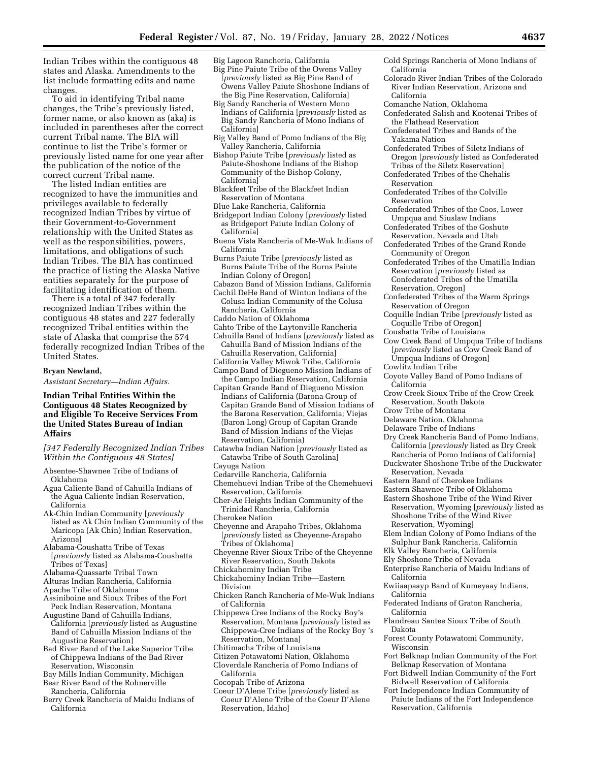Indian Tribes within the contiguous 48 states and Alaska. Amendments to the list include formatting edits and name changes.

To aid in identifying Tribal name changes, the Tribe's previously listed, former name, or also known as (aka) is included in parentheses after the correct current Tribal name. The BIA will continue to list the Tribe's former or previously listed name for one year after the publication of the notice of the correct current Tribal name.

The listed Indian entities are recognized to have the immunities and privileges available to federally recognized Indian Tribes by virtue of their Government-to-Government relationship with the United States as well as the responsibilities, powers, limitations, and obligations of such Indian Tribes. The BIA has continued the practice of listing the Alaska Native entities separately for the purpose of facilitating identification of them.

There is a total of 347 federally recognized Indian Tribes within the contiguous 48 states and 227 federally recognized Tribal entities within the state of Alaska that comprise the 574 federally recognized Indian Tribes of the United States.

**Bryan Newland,**

*Assistant Secretary—Indian Affairs.*

## Indian Tribal Entities Within the Contiguous 48 States Recognized by and Eligible To Receive Services From the United States Bureau of Indian Affairs

*[347 Federally Recognized Indian Tribes Within the Contiguous 48 States]*

Absentee-Shawnee Tribe of Indians of Oklahoma
Agua Caliente Band of Cahuilla Indians of the Agua Caliente Indian Reservation, California
Ak-Chin Indian Community [*previously* listed as Ak Chin Indian Community of the Maricopa (Ak Chin) Indian Reservation, Arizona]
Alabama-Coushatta Tribe of Texas [*previously* listed as Alabama-Coushatta Tribes of Texas]
Alabama-Quassarte Tribal Town
Alturas Indian Rancheria, California
Apache Tribe of Oklahoma
Assiniboine and Sioux Tribes of the Fort Peck Indian Reservation, Montana
Augustine Band of Cahuilla Indians, California [*previously* listed as Augustine Band of Cahuilla Mission Indians of the Augustine Reservation]
Bad River Band of the Lake Superior Tribe of Chippewa Indians of the Bad River Reservation, Wisconsin
Bay Mills Indian Community, Michigan
Bear River Band of the Rohnerville Rancheria, California
Berry Creek Rancheria of Maidu Indians of California
Big Lagoon Rancheria, California
Big Pine Paiute Tribe of the Owens Valley [*previously* listed as Big Pine Band of Owens Valley Paiute Shoshone Indians of the Big Pine Reservation, California]
Big Sandy Rancheria of Western Mono Indians of California [*previously* listed as Big Sandy Rancheria of Mono Indians of California]
Big Valley Band of Pomo Indians of the Big Valley Rancheria, California
Bishop Paiute Tribe [*previously* listed as Paiute-Shoshone Indians of the Bishop Community of the Bishop Colony, California]
Blackfeet Tribe of the Blackfeet Indian Reservation of Montana
Blue Lake Rancheria, California
Bridgeport Indian Colony [*previously* listed as Bridgeport Paiute Indian Colony of California]
Buena Vista Rancheria of Me-Wuk Indians of California
Burns Paiute Tribe [*previously* listed as Burns Paiute Tribe of the Burns Paiute Indian Colony of Oregon]
Cabazon Band of Mission Indians, California
Cachil DeHe Band of Wintun Indians of the Colusa Indian Community of the Colusa Rancheria, California
Caddo Nation of Oklahoma
Cahto Tribe of the Laytonville Rancheria
Cahuilla Band of Indians [*previously* listed as Cahuilla Band of Mission Indians of the Cahuilla Reservation, California]
California Valley Miwok Tribe, California
Campo Band of Diegueno Mission Indians of the Campo Indian Reservation, California
Capitan Grande Band of Diegueno Mission Indians of California (Barona Group of Capitan Grande Band of Mission Indians of the Barona Reservation, California; Viejas (Baron Long) Group of Capitan Grande Band of Mission Indians of the Viejas Reservation, California)
Catawba Indian Nation [*previously* listed as Catawba Tribe of South Carolina]
Cayuga Nation
Cedarville Rancheria, California
Chemehuevi Indian Tribe of the Chemehuevi Reservation, California
Cher-Ae Heights Indian Community of the Trinidad Rancheria, California
Cherokee Nation
Cheyenne and Arapaho Tribes, Oklahoma [*previously* listed as Cheyenne-Arapaho Tribes of Oklahoma]
Cheyenne River Sioux Tribe of the Cheyenne River Reservation, South Dakota
Chickahominy Indian Tribe
Chickahominy Indian Tribe—Eastern Division
Chicken Ranch Rancheria of Me-Wuk Indians of California
Chippewa Cree Indians of the Rocky Boy's Reservation, Montana [*previously* listed as Chippewa-Cree Indians of the Rocky Boy 's Reservation, Montana]
Chitimacha Tribe of Louisiana
Citizen Potawatomi Nation, Oklahoma
Cloverdale Rancheria of Pomo Indians of California
Cocopah Tribe of Arizona
Coeur D'Alene Tribe [*previously* listed as Coeur D'Alene Tribe of the Coeur D'Alene Reservation, Idaho]
Cold Springs Rancheria of Mono Indians of California
Colorado River Indian Tribes of the Colorado River Indian Reservation, Arizona and California
Comanche Nation, Oklahoma
Confederated Salish and Kootenai Tribes of the Flathead Reservation
Confederated Tribes and Bands of the Yakama Nation
Confederated Tribes of Siletz Indians of Oregon [*previously* listed as Confederated Tribes of the Siletz Reservation]
Confederated Tribes of the Chehalis Reservation
Confederated Tribes of the Colville Reservation
Confederated Tribes of the Coos, Lower Umpqua and Siuslaw Indians
Confederated Tribes of the Goshute Reservation, Nevada and Utah
Confederated Tribes of the Grand Ronde Community of Oregon
Confederated Tribes of the Umatilla Indian Reservation [*previously* listed as Confederated Tribes of the Umatilla Reservation, Oregon]
Confederated Tribes of the Warm Springs Reservation of Oregon
Coquille Indian Tribe [*previously* listed as Coquille Tribe of Oregon]
Coushatta Tribe of Louisiana
Cow Creek Band of Umpqua Tribe of Indians [*previously* listed as Cow Creek Band of Umpqua Indians of Oregon]
Cowlitz Indian Tribe
Coyote Valley Band of Pomo Indians of California
Crow Creek Sioux Tribe of the Crow Creek Reservation, South Dakota
Crow Tribe of Montana
Delaware Nation, Oklahoma
Delaware Tribe of Indians
Dry Creek Rancheria Band of Pomo Indians, California [*previously* listed as Dry Creek Rancheria of Pomo Indians of California]
Duckwater Shoshone Tribe of the Duckwater Reservation, Nevada
Eastern Band of Cherokee Indians
Eastern Shawnee Tribe of Oklahoma
Eastern Shoshone Tribe of the Wind River Reservation, Wyoming [*previously* listed as Shoshone Tribe of the Wind River Reservation, Wyoming]
Elem Indian Colony of Pomo Indians of the Sulphur Bank Rancheria, California
Elk Valley Rancheria, California
Ely Shoshone Tribe of Nevada
Enterprise Rancheria of Maidu Indians of California
Ewiiaapaayp Band of Kumeyaay Indians, California
Federated Indians of Graton Rancheria, California
Flandreau Santee Sioux Tribe of South Dakota
Forest County Potawatomi Community, Wisconsin
Fort Belknap Indian Community of the Fort Belknap Reservation of Montana
Fort Bidwell Indian Community of the Fort Bidwell Reservation of California
Fort Independence Indian Community of Paiute Indians of the Fort Independence Reservation, California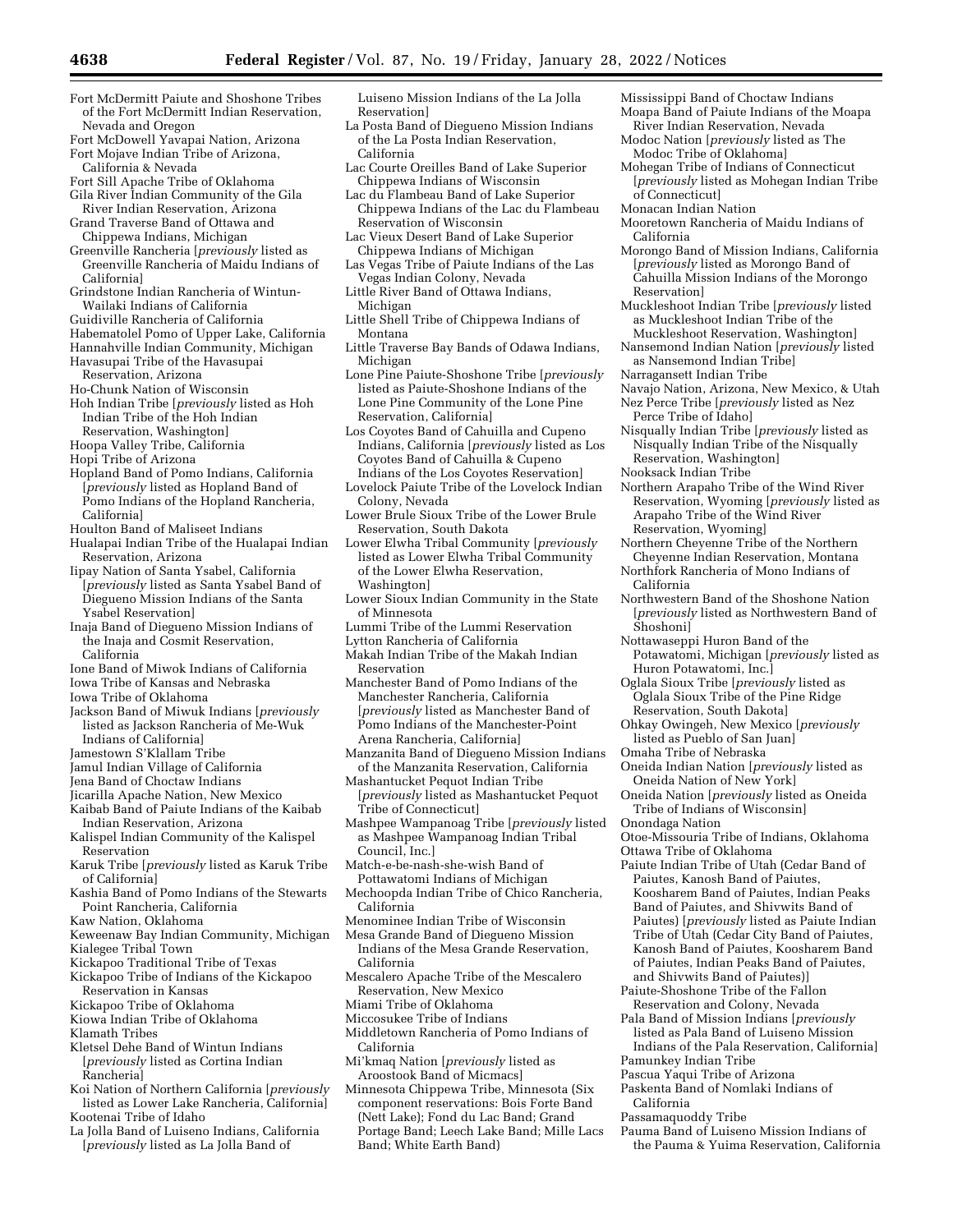Fort McDermitt Paiute and Shoshone Tribes of the Fort McDermitt Indian Reservation, Nevada and Oregon
Fort McDowell Yavapai Nation, Arizona
Fort Mojave Indian Tribe of Arizona, California & Nevada
Fort Sill Apache Tribe of Oklahoma
Gila River Indian Community of the Gila River Indian Reservation, Arizona
Grand Traverse Band of Ottawa and Chippewa Indians, Michigan
Greenville Rancheria [*previously* listed as Greenville Rancheria of Maidu Indians of California]
Grindstone Indian Rancheria of Wintun-Wailaki Indians of California
Guidiville Rancheria of California
Habematolel Pomo of Upper Lake, California
Hannahville Indian Community, Michigan
Havasupai Tribe of the Havasupai Reservation, Arizona
Ho-Chunk Nation of Wisconsin
Hoh Indian Tribe [*previously* listed as Hoh Indian Tribe of the Hoh Indian Reservation, Washington]
Hoopa Valley Tribe, California
Hopi Tribe of Arizona
Hopland Band of Pomo Indians, California [*previously* listed as Hopland Band of Pomo Indians of the Hopland Rancheria, California]
Houlton Band of Maliseet Indians
Hualapai Indian Tribe of the Hualapai Indian Reservation, Arizona
Iipay Nation of Santa Ysabel, California [*previously* listed as Santa Ysabel Band of Diegueno Mission Indians of the Santa Ysabel Reservation]
Inaja Band of Diegueno Mission Indians of the Inaja and Cosmit Reservation, California
Ione Band of Miwok Indians of California
Iowa Tribe of Kansas and Nebraska
Iowa Tribe of Oklahoma
Jackson Band of Miwuk Indians [*previously* listed as Jackson Rancheria of Me-Wuk Indians of California]
Jamestown S'Klallam Tribe
Jamul Indian Village of California
Jena Band of Choctaw Indians
Jicarilla Apache Nation, New Mexico
Kaibab Band of Paiute Indians of the Kaibab Indian Reservation, Arizona
Kalispel Indian Community of the Kalispel Reservation
Karuk Tribe [*previously* listed as Karuk Tribe of California]
Kashia Band of Pomo Indians of the Stewarts Point Rancheria, California
Kaw Nation, Oklahoma
Keweenaw Bay Indian Community, Michigan
Kialegee Tribal Town
Kickapoo Traditional Tribe of Texas
Kickapoo Tribe of Indians of the Kickapoo Reservation in Kansas
Kickapoo Tribe of Oklahoma
Kiowa Indian Tribe of Oklahoma
Klamath Tribes
Kletsel Dehe Band of Wintun Indians [*previously* listed as Cortina Indian Rancheria]
Koi Nation of Northern California [*previously* listed as Lower Lake Rancheria, California]
Kootenai Tribe of Idaho
La Jolla Band of Luiseno Indians, California [*previously* listed as La Jolla Band of Luiseno Mission Indians of the La Jolla Reservation]
La Posta Band of Diegueno Mission Indians of the La Posta Indian Reservation, California
Lac Courte Oreilles Band of Lake Superior Chippewa Indians of Wisconsin
Lac du Flambeau Band of Lake Superior Chippewa Indians of the Lac du Flambeau Reservation of Wisconsin
Lac Vieux Desert Band of Lake Superior Chippewa Indians of Michigan
Las Vegas Tribe of Paiute Indians of the Las Vegas Indian Colony, Nevada
Little River Band of Ottawa Indians, Michigan
Little Shell Tribe of Chippewa Indians of Montana
Little Traverse Bay Bands of Odawa Indians, Michigan
Lone Pine Paiute-Shoshone Tribe [*previously* listed as Paiute-Shoshone Indians of the Lone Pine Community of the Lone Pine Reservation, California]
Los Coyotes Band of Cahuilla and Cupeno Indians, California [*previously* listed as Los Coyotes Band of Cahuilla & Cupeno Indians of the Los Coyotes Reservation]
Lovelock Paiute Tribe of the Lovelock Indian Colony, Nevada
Lower Brule Sioux Tribe of the Lower Brule Reservation, South Dakota
Lower Elwha Tribal Community [*previously* listed as Lower Elwha Tribal Community of the Lower Elwha Reservation, Washington]
Lower Sioux Indian Community in the State of Minnesota
Lummi Tribe of the Lummi Reservation
Lytton Rancheria of California
Makah Indian Tribe of the Makah Indian Reservation
Manchester Band of Pomo Indians of the Manchester Rancheria, California [*previously* listed as Manchester Band of Pomo Indians of the Manchester-Point Arena Rancheria, California]
Manzanita Band of Diegueno Mission Indians of the Manzanita Reservation, California
Mashantucket Pequot Indian Tribe [*previously* listed as Mashantucket Pequot Tribe of Connecticut]
Mashpee Wampanoag Tribe [*previously* listed as Mashpee Wampanoag Indian Tribal Council, Inc.]
Match-e-be-nash-she-wish Band of Pottawatomi Indians of Michigan
Mechoopda Indian Tribe of Chico Rancheria, California
Menominee Indian Tribe of Wisconsin
Mesa Grande Band of Diegueno Mission Indians of the Mesa Grande Reservation, California
Mescalero Apache Tribe of the Mescalero Reservation, New Mexico
Miami Tribe of Oklahoma
Miccosukee Tribe of Indians
Middletown Rancheria of Pomo Indians of California
Mi'kmaq Nation [*previously* listed as Aroostook Band of Micmacs]
Minnesota Chippewa Tribe, Minnesota (Six component reservations: Bois Forte Band (Nett Lake); Fond du Lac Band; Grand Portage Band; Leech Lake Band; Mille Lacs Band; White Earth Band)
Mississippi Band of Choctaw Indians
Moapa Band of Paiute Indians of the Moapa River Indian Reservation, Nevada
Modoc Nation [*previously* listed as The Modoc Tribe of Oklahoma]
Mohegan Tribe of Indians of Connecticut [*previously* listed as Mohegan Indian Tribe of Connecticut]
Monacan Indian Nation
Mooretown Rancheria of Maidu Indians of California
Morongo Band of Mission Indians, California [*previously* listed as Morongo Band of Cahuilla Mission Indians of the Morongo Reservation]
Muckleshoot Indian Tribe [*previously* listed as Muckleshoot Indian Tribe of the Muckleshoot Reservation, Washington]
Nansemond Indian Nation [*previously* listed as Nansemond Indian Tribe]
Narragansett Indian Tribe
Navajo Nation, Arizona, New Mexico, & Utah
Nez Perce Tribe [*previously* listed as Nez Perce Tribe of Idaho]
Nisqually Indian Tribe [*previously* listed as Nisqually Indian Tribe of the Nisqually Reservation, Washington]
Nooksack Indian Tribe
Northern Arapaho Tribe of the Wind River Reservation, Wyoming [*previously* listed as Arapaho Tribe of the Wind River Reservation, Wyoming]
Northern Cheyenne Tribe of the Northern Cheyenne Indian Reservation, Montana
Northfork Rancheria of Mono Indians of California
Northwestern Band of the Shoshone Nation [*previously* listed as Northwestern Band of Shoshoni]
Nottawaseppi Huron Band of the Potawatomi, Michigan [*previously* listed as Huron Potawatomi, Inc.]
Oglala Sioux Tribe [*previously* listed as Oglala Sioux Tribe of the Pine Ridge Reservation, South Dakota]
Ohkay Owingeh, New Mexico [*previously* listed as Pueblo of San Juan]
Omaha Tribe of Nebraska
Oneida Indian Nation [*previously* listed as Oneida Nation of New York]
Oneida Nation [*previously* listed as Oneida Tribe of Indians of Wisconsin]
Onondaga Nation
Otoe-Missouria Tribe of Indians, Oklahoma
Ottawa Tribe of Oklahoma
Paiute Indian Tribe of Utah (Cedar Band of Paiutes, Kanosh Band of Paiutes, Koosharem Band of Paiutes, Indian Peaks Band of Paiutes, and Shivwits Band of Paiutes) [*previously* listed as Paiute Indian Tribe of Utah (Cedar City Band of Paiutes, Kanosh Band of Paiutes, Koosharem Band of Paiutes, Indian Peaks Band of Paiutes, and Shivwits Band of Paiutes)]
Paiute-Shoshone Tribe of the Fallon Reservation and Colony, Nevada
Pala Band of Mission Indians [*previously* listed as Pala Band of Luiseno Mission Indians of the Pala Reservation, California]
Pamunkey Indian Tribe
Pascua Yaqui Tribe of Arizona
Paskenta Band of Nomlaki Indians of California
Passamaquoddy Tribe
Pauma Band of Luiseno Mission Indians of the Pauma & Yuima Reservation, California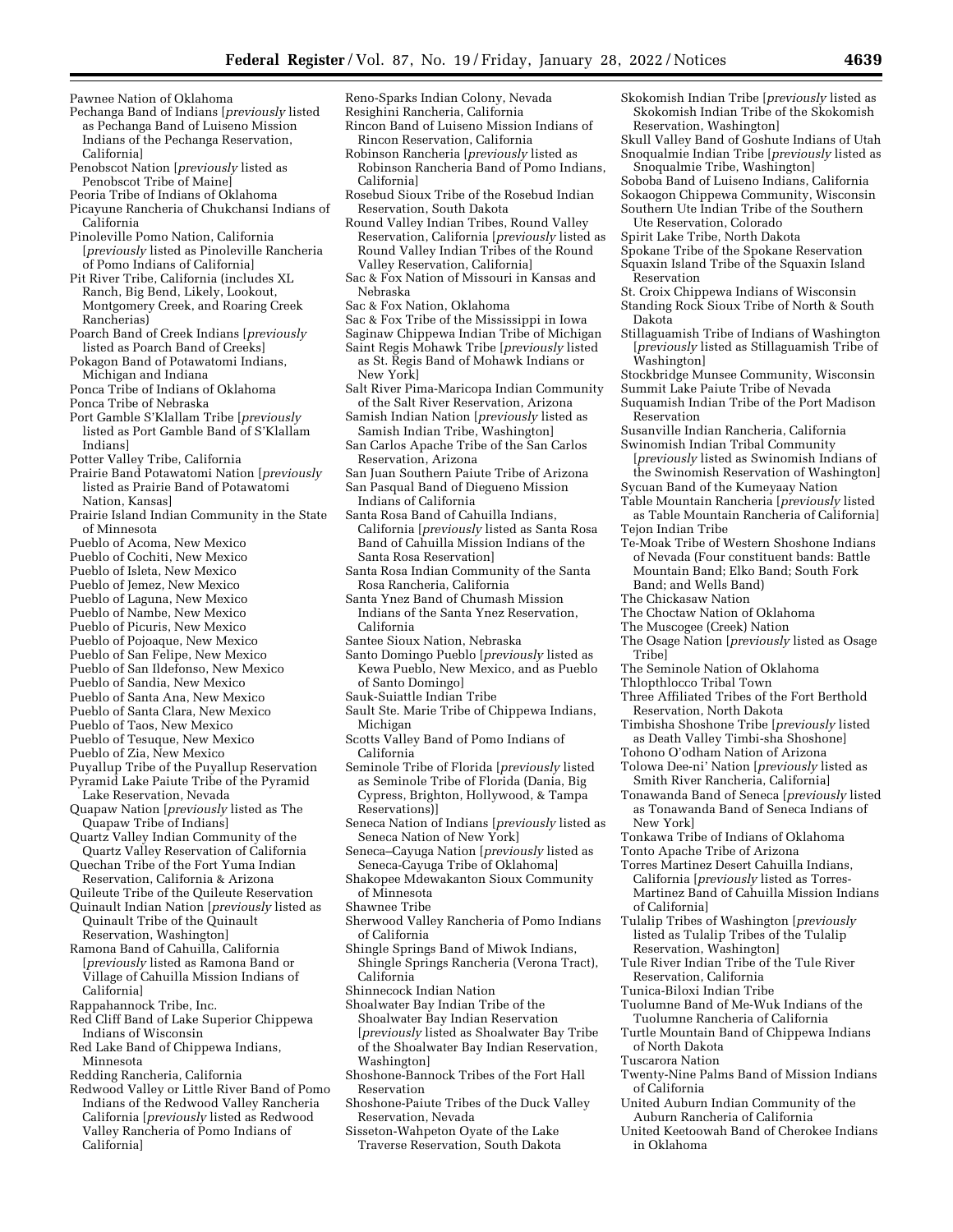Pawnee Nation of Oklahoma
Pechanga Band of Indians [*previously* listed as Pechanga Band of Luiseno Mission Indians of the Pechanga Reservation, California]
Penobscot Nation [*previously* listed as Penobscot Tribe of Maine]
Peoria Tribe of Indians of Oklahoma
Picayune Rancheria of Chukchansi Indians of California
Pinoleville Pomo Nation, California [*previously* listed as Pinoleville Rancheria of Pomo Indians of California]
Pit River Tribe, California (includes XL Ranch, Big Bend, Likely, Lookout, Montgomery Creek, and Roaring Creek Rancherias)
Poarch Band of Creek Indians [*previously* listed as Poarch Band of Creeks]
Pokagon Band of Potawatomi Indians, Michigan and Indiana
Ponca Tribe of Indians of Oklahoma
Ponca Tribe of Nebraska
Port Gamble S'Klallam Tribe [*previously* listed as Port Gamble Band of S'Klallam Indians]
Potter Valley Tribe, California
Prairie Band Potawatomi Nation [*previously* listed as Prairie Band of Potawatomi Nation, Kansas]
Prairie Island Indian Community in the State of Minnesota
Pueblo of Acoma, New Mexico
Pueblo of Cochiti, New Mexico
Pueblo of Isleta, New Mexico
Pueblo of Jemez, New Mexico
Pueblo of Laguna, New Mexico
Pueblo of Nambe, New Mexico
Pueblo of Picuris, New Mexico
Pueblo of Pojoaque, New Mexico
Pueblo of San Felipe, New Mexico
Pueblo of San Ildefonso, New Mexico
Pueblo of Sandia, New Mexico
Pueblo of Santa Ana, New Mexico
Pueblo of Santa Clara, New Mexico
Pueblo of Taos, New Mexico
Pueblo of Tesuque, New Mexico
Pueblo of Zia, New Mexico
Puyallup Tribe of the Puyallup Reservation
Pyramid Lake Paiute Tribe of the Pyramid Lake Reservation, Nevada
Quapaw Nation [*previously* listed as The Quapaw Tribe of Indians]
Quartz Valley Indian Community of the Quartz Valley Reservation of California
Quechan Tribe of the Fort Yuma Indian Reservation, California & Arizona
Quileute Tribe of the Quileute Reservation
Quinault Indian Nation [*previously* listed as Quinault Tribe of the Quinault Reservation, Washington]
Ramona Band of Cahuilla, California [*previously* listed as Ramona Band or Village of Cahuilla Mission Indians of California]
Rappahannock Tribe, Inc.
Red Cliff Band of Lake Superior Chippewa Indians of Wisconsin
Red Lake Band of Chippewa Indians, Minnesota
Redding Rancheria, California
Redwood Valley or Little River Band of Pomo Indians of the Redwood Valley Rancheria California [*previously* listed as Redwood Valley Rancheria of Pomo Indians of California]
Reno-Sparks Indian Colony, Nevada
Resighini Rancheria, California
Rincon Band of Luiseno Mission Indians of Rincon Reservation, California
Robinson Rancheria [*previously* listed as Robinson Rancheria Band of Pomo Indians, California]
Rosebud Sioux Tribe of the Rosebud Indian Reservation, South Dakota
Round Valley Indian Tribes, Round Valley Reservation, California [*previously* listed as Round Valley Indian Tribes of the Round Valley Reservation, California]
Sac & Fox Nation of Missouri in Kansas and Nebraska
Sac & Fox Nation, Oklahoma
Sac & Fox Tribe of the Mississippi in Iowa
Saginaw Chippewa Indian Tribe of Michigan
Saint Regis Mohawk Tribe [*previously* listed as St. Regis Band of Mohawk Indians or New York]
Salt River Pima-Maricopa Indian Community of the Salt River Reservation, Arizona
Samish Indian Nation [*previously* listed as Samish Indian Tribe, Washington]
San Carlos Apache Tribe of the San Carlos Reservation, Arizona
San Juan Southern Paiute Tribe of Arizona
San Pasqual Band of Diegueno Mission Indians of California
Santa Rosa Band of Cahuilla Indians, California [*previously* listed as Santa Rosa Band of Cahuilla Mission Indians of the Santa Rosa Reservation]
Santa Rosa Indian Community of the Santa Rosa Rancheria, California
Santa Ynez Band of Chumash Mission Indians of the Santa Ynez Reservation, California
Santee Sioux Nation, Nebraska
Santo Domingo Pueblo [*previously* listed as Kewa Pueblo, New Mexico, and as Pueblo of Santo Domingo]
Sauk-Suiattle Indian Tribe
Sault Ste. Marie Tribe of Chippewa Indians, Michigan
Scotts Valley Band of Pomo Indians of California
Seminole Tribe of Florida [*previously* listed as Seminole Tribe of Florida (Dania, Big Cypress, Brighton, Hollywood, & Tampa Reservations)]
Seneca Nation of Indians [*previously* listed as Seneca Nation of New York]
Seneca–Cayuga Nation [*previously* listed as Seneca-Cayuga Tribe of Oklahoma]
Shakopee Mdewakanton Sioux Community of Minnesota
Shawnee Tribe
Sherwood Valley Rancheria of Pomo Indians of California
Shingle Springs Band of Miwok Indians, Shingle Springs Rancheria (Verona Tract), California
Shinnecock Indian Nation
Shoalwater Bay Indian Tribe of the Shoalwater Bay Indian Reservation [*previously* listed as Shoalwater Bay Tribe of the Shoalwater Bay Indian Reservation, Washington]
Shoshone-Bannock Tribes of the Fort Hall Reservation
Shoshone-Paiute Tribes of the Duck Valley Reservation, Nevada
Sisseton-Wahpeton Oyate of the Lake Traverse Reservation, South Dakota
Skokomish Indian Tribe [*previously* listed as Skokomish Indian Tribe of the Skokomish Reservation, Washington]
Skull Valley Band of Goshute Indians of Utah
Snoqualmie Indian Tribe [*previously* listed as Snoqualmie Tribe, Washington]
Soboba Band of Luiseno Indians, California
Sokaogon Chippewa Community, Wisconsin
Southern Ute Indian Tribe of the Southern Ute Reservation, Colorado
Spirit Lake Tribe, North Dakota
Spokane Tribe of the Spokane Reservation
Squaxin Island Tribe of the Squaxin Island Reservation
St. Croix Chippewa Indians of Wisconsin
Standing Rock Sioux Tribe of North & South Dakota
Stillaguamish Tribe of Indians of Washington [*previously* listed as Stillaguamish Tribe of Washington]
Stockbridge Munsee Community, Wisconsin
Summit Lake Paiute Tribe of Nevada
Suquamish Indian Tribe of the Port Madison Reservation
Susanville Indian Rancheria, California
Swinomish Indian Tribal Community [*previously* listed as Swinomish Indians of the Swinomish Reservation of Washington]
Sycuan Band of the Kumeyaay Nation
Table Mountain Rancheria [*previously* listed as Table Mountain Rancheria of California]
Tejon Indian Tribe
Te-Moak Tribe of Western Shoshone Indians of Nevada (Four constituent bands: Battle Mountain Band; Elko Band; South Fork Band; and Wells Band)
The Chickasaw Nation
The Choctaw Nation of Oklahoma
The Muscogee (Creek) Nation
The Osage Nation [*previously* listed as Osage Tribe]
The Seminole Nation of Oklahoma
Thlopthlocco Tribal Town
Three Affiliated Tribes of the Fort Berthold Reservation, North Dakota
Timbisha Shoshone Tribe [*previously* listed as Death Valley Timbi-sha Shoshone]
Tohono O'odham Nation of Arizona
Tolowa Dee-ni' Nation [*previously* listed as Smith River Rancheria, California]
Tonawanda Band of Seneca [*previously* listed as Tonawanda Band of Seneca Indians of New York]
Tonkawa Tribe of Indians of Oklahoma
Tonto Apache Tribe of Arizona
Torres Martinez Desert Cahuilla Indians, California [*previously* listed as Torres-Martinez Band of Cahuilla Mission Indians of California]
Tulalip Tribes of Washington [*previously* listed as Tulalip Tribes of the Tulalip Reservation, Washington]
Tule River Indian Tribe of the Tule River Reservation, California
Tunica-Biloxi Indian Tribe
Tuolumne Band of Me-Wuk Indians of the Tuolumne Rancheria of California
Turtle Mountain Band of Chippewa Indians of North Dakota
Tuscarora Nation
Twenty-Nine Palms Band of Mission Indians of California
United Auburn Indian Community of the Auburn Rancheria of California
United Keetoowah Band of Cherokee Indians in Oklahoma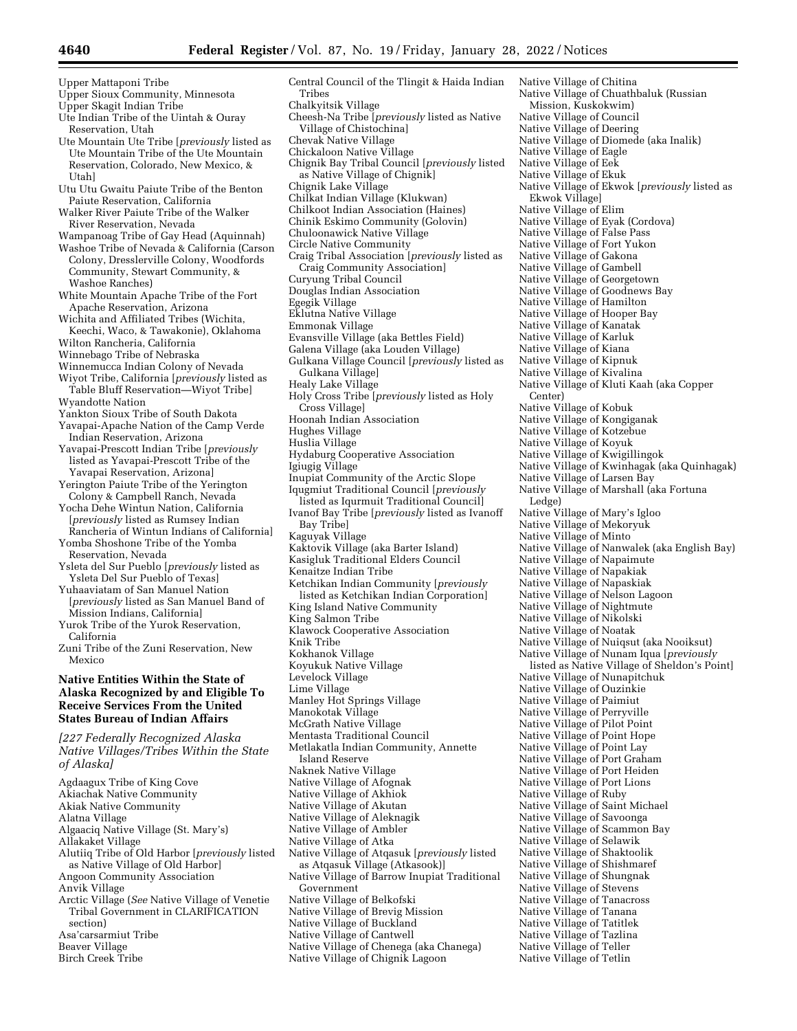Upper Mattaponi Tribe
Upper Sioux Community, Minnesota
Upper Skagit Indian Tribe
Ute Indian Tribe of the Uintah & Ouray Reservation, Utah
Ute Mountain Ute Tribe [*previously* listed as Ute Mountain Tribe of the Ute Mountain Reservation, Colorado, New Mexico, & Utah]
Utu Utu Gwaitu Paiute Tribe of the Benton Paiute Reservation, California
Walker River Paiute Tribe of the Walker River Reservation, Nevada
Wampanoag Tribe of Gay Head (Aquinnah)
Washoe Tribe of Nevada & California (Carson Colony, Dresslerville Colony, Woodfords Community, Stewart Community, & Washoe Ranches)
White Mountain Apache Tribe of the Fort Apache Reservation, Arizona
Wichita and Affiliated Tribes (Wichita, Keechi, Waco, & Tawakonie), Oklahoma
Wilton Rancheria, California
Winnebago Tribe of Nebraska
Winnemucca Indian Colony of Nevada
Wiyot Tribe, California [*previously* listed as Table Bluff Reservation—Wiyot Tribe]
Wyandotte Nation
Yankton Sioux Tribe of South Dakota
Yavapai-Apache Nation of the Camp Verde Indian Reservation, Arizona
Yavapai-Prescott Indian Tribe [*previously* listed as Yavapai-Prescott Tribe of the Yavapai Reservation, Arizona]
Yerington Paiute Tribe of the Yerington Colony & Campbell Ranch, Nevada
Yocha Dehe Wintun Nation, California [*previously* listed as Rumsey Indian Rancheria of Wintun Indians of California]
Yomba Shoshone Tribe of the Yomba Reservation, Nevada
Ysleta del Sur Pueblo [*previously* listed as Ysleta Del Sur Pueblo of Texas]
Yuhaaviatam of San Manuel Nation [*previously* listed as San Manuel Band of Mission Indians, California]
Yurok Tribe of the Yurok Reservation, California
Zuni Tribe of the Zuni Reservation, New Mexico

## Native Entities Within the State of Alaska Recognized by and Eligible To Receive Services From the United States Bureau of Indian Affairs

*[227 Federally Recognized Alaska Native Villages/Tribes Within the State of Alaska]*

Agdaagux Tribe of King Cove
Akiachak Native Community
Akiak Native Community
Alatna Village
Algaaciq Native Village (St. Mary's)
Allakaket Village
Alutiiq Tribe of Old Harbor [*previously* listed as Native Village of Old Harbor]
Angoon Community Association
Anvik Village
Arctic Village (*See* Native Village of Venetie Tribal Government in CLARIFICATION section)
Asa'carsarmiut Tribe
Beaver Village
Birch Creek Tribe
Central Council of the Tlingit & Haida Indian Tribes
Chalkyitsik Village
Cheesh-Na Tribe [*previously* listed as Native Village of Chistochina]
Chevak Native Village
Chickaloon Native Village
Chignik Bay Tribal Council [*previously* listed as Native Village of Chignik]
Chignik Lake Village
Chilkat Indian Village (Klukwan)
Chilkoot Indian Association (Haines)
Chinik Eskimo Community (Golovin)
Chuloonawick Native Village
Circle Native Community
Craig Tribal Association [*previously* listed as Craig Community Association]
Curyung Tribal Council
Douglas Indian Association
Egegik Village
Eklutna Native Village
Emmonak Village
Evansville Village (aka Bettles Field)
Galena Village (aka Louden Village)
Gulkana Village Council [*previously* listed as Gulkana Village]
Healy Lake Village
Holy Cross Tribe [*previously* listed as Holy Cross Village]
Hoonah Indian Association
Hughes Village
Huslia Village
Hydaburg Cooperative Association
Igiugig Village
Inupiat Community of the Arctic Slope
Iqugmiut Traditional Council [*previously* listed as Iqurmuit Traditional Council]
Ivanof Bay Tribe [*previously* listed as Ivanoff Bay Tribe]
Kaguyak Village
Kaktovik Village (aka Barter Island)
Kasigluk Traditional Elders Council
Kenaitze Indian Tribe
Ketchikan Indian Community [*previously* listed as Ketchikan Indian Corporation]
King Island Native Community
King Salmon Tribe
Klawock Cooperative Association
Knik Tribe
Kokhanok Village
Koyukuk Native Village
Levelock Village
Lime Village
Manley Hot Springs Village
Manokotak Village
McGrath Native Village
Mentasta Traditional Council
Metlakatla Indian Community, Annette Island Reserve
Naknek Native Village
Native Village of Afognak
Native Village of Akhiok
Native Village of Akutan
Native Village of Aleknagik
Native Village of Ambler
Native Village of Atka
Native Village of Atqasuk [*previously* listed as Atqasuk Village (Atkasook)]
Native Village of Barrow Inupiat Traditional Government
Native Village of Belkofski
Native Village of Brevig Mission
Native Village of Buckland
Native Village of Cantwell
Native Village of Chenega (aka Chanega)
Native Village of Chignik Lagoon
Native Village of Chitina
Native Village of Chuathbaluk (Russian Mission, Kuskokwim)
Native Village of Council
Native Village of Deering
Native Village of Diomede (aka Inalik)
Native Village of Eagle
Native Village of Eek
Native Village of Ekuk
Native Village of Ekwok [*previously* listed as Ekwok Village]
Native Village of Elim
Native Village of Eyak (Cordova)
Native Village of False Pass
Native Village of Fort Yukon
Native Village of Gakona
Native Village of Gambell
Native Village of Georgetown
Native Village of Goodnews Bay
Native Village of Hamilton
Native Village of Hooper Bay
Native Village of Kanatak
Native Village of Karluk
Native Village of Kiana
Native Village of Kipnuk
Native Village of Kivalina
Native Village of Kluti Kaah (aka Copper Center)
Native Village of Kobuk
Native Village of Kongiganak
Native Village of Kotzebue
Native Village of Koyuk
Native Village of Kwigillingok
Native Village of Kwinhagak (aka Quinhagak)
Native Village of Larsen Bay
Native Village of Marshall (aka Fortuna Ledge)
Native Village of Mary's Igloo
Native Village of Mekoryuk
Native Village of Minto
Native Village of Nanwalek (aka English Bay)
Native Village of Napaimute
Native Village of Napakiak
Native Village of Napaskiak
Native Village of Nelson Lagoon
Native Village of Nightmute
Native Village of Nikolski
Native Village of Noatak
Native Village of Nuiqsut (aka Nooiksut)
Native Village of Nunam Iqua [*previously* listed as Native Village of Sheldon's Point]
Native Village of Nunapitchuk
Native Village of Ouzinkie
Native Village of Paimiut
Native Village of Perryville
Native Village of Pilot Point
Native Village of Point Hope
Native Village of Point Lay
Native Village of Port Graham
Native Village of Port Heiden
Native Village of Port Lions
Native Village of Ruby
Native Village of Saint Michael
Native Village of Savoonga
Native Village of Scammon Bay
Native Village of Selawik
Native Village of Shaktoolik
Native Village of Shishmaref
Native Village of Shungnak
Native Village of Stevens
Native Village of Tanacross
Native Village of Tanana
Native Village of Tatitlek
Native Village of Tazlina
Native Village of Teller
Native Village of Tetlin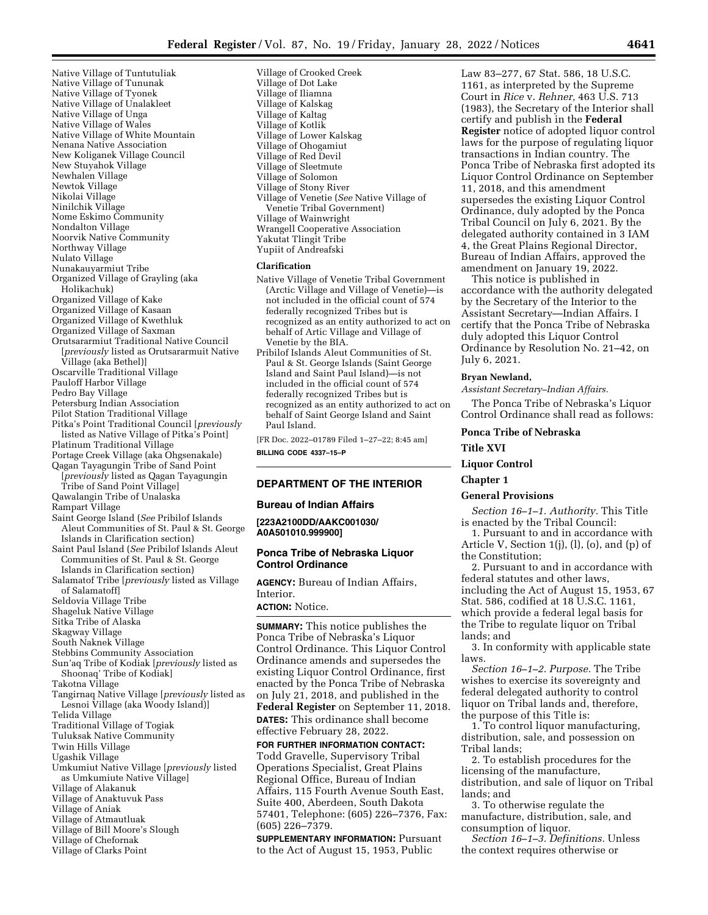Native Village of Tuntutuliak
Native Village of Tununak
Native Village of Tyonek
Native Village of Unalakleet
Native Village of Unga
Native Village of Wales
Native Village of White Mountain
Nenana Native Association
New Koliganek Village Council
New Stuyahok Village
Newhalen Village
Newtok Village
Nikolai Village
Ninilchik Village
Nome Eskimo Community
Nondalton Village
Noorvik Native Community
Northway Village
Nulato Village
Nunakauyarmiut Tribe
Organized Village of Grayling (aka Holikachuk)
Organized Village of Kake
Organized Village of Kasaan
Organized Village of Kwethluk
Organized Village of Saxman
Orutsararmiut Traditional Native Council [*previously* listed as Orutsararmuit Native Village (aka Bethel)]
Oscarville Traditional Village
Pauloff Harbor Village
Pedro Bay Village
Petersburg Indian Association
Pilot Station Traditional Village
Pitka's Point Traditional Council [*previously* listed as Native Village of Pitka's Point]
Platinum Traditional Village
Portage Creek Village (aka Ohgsenakale)
Qagan Tayagungin Tribe of Sand Point [*previously* listed as Qagan Tayagungin Tribe of Sand Point Village]
Qawalangin Tribe of Unalaska
Rampart Village
Saint George Island (*See* Pribilof Islands Aleut Communities of St. Paul & St. George Islands in Clarification section)
Saint Paul Island (*See* Pribilof Islands Aleut Communities of St. Paul & St. George Islands in Clarification section)
Salamatof Tribe [*previously* listed as Village of Salamatoff]
Seldovia Village Tribe
Shageluk Native Village
Sitka Tribe of Alaska
Skagway Village
South Naknek Village
Stebbins Community Association
Sun'aq Tribe of Kodiak [*previously* listed as Shoonaq' Tribe of Kodiak]
Takotna Village
Tangirnaq Native Village [*previously* listed as Lesnoi Village (aka Woody Island)]
Telida Village
Traditional Village of Togiak
Tuluksak Native Community
Twin Hills Village
Ugashik Village
Umkumiut Native Village [*previously* listed as Umkumiute Native Village]
Village of Alakanuk
Village of Anaktuvuk Pass
Village of Aniak
Village of Atmautluak
Village of Bill Moore's Slough
Village of Chefornak
Village of Clarks Point
Village of Crooked Creek
Village of Dot Lake
Village of Iliamna
Village of Kalskag
Village of Kaltag
Village of Kotlik
Village of Lower Kalskag
Village of Ohogamiut
Village of Red Devil
Village of Sleetmute
Village of Solomon
Village of Stony River
Village of Venetie (*See* Native Village of Venetie Tribal Government)
Village of Wainwright
Wrangell Cooperative Association
Yakutat Tlingit Tribe
Yupiit of Andreafski

**Clarification**

Native Village of Venetie Tribal Government (Arctic Village and Village of Venetie)—is not included in the official count of 574 federally recognized Tribes but is recognized as an entity authorized to act on behalf of Artic Village and Village of Venetie by the BIA.

Pribilof Islands Aleut Communities of St. Paul & St. George Islands (Saint George Island and Saint Paul Island)—is not included in the official count of 574 federally recognized Tribes but is recognized as an entity authorized to act on behalf of Saint George Island and Saint Paul Island.

[FR Doc. 2022–01789 Filed 1–27–22; 8:45 am]

**BILLING CODE 4337–15–P**

---

## DEPARTMENT OF THE INTERIOR

### Bureau of Indian Affairs

**[223A2100DD/AAKC001030/A0A501010.999900]**

### Ponca Tribe of Nebraska Liquor Control Ordinance

**AGENCY:** Bureau of Indian Affairs, Interior.

**ACTION:** Notice.

**SUMMARY:** This notice publishes the Ponca Tribe of Nebraska's Liquor Control Ordinance. This Liquor Control Ordinance amends and supersedes the existing Liquor Control Ordinance, first enacted by the Ponca Tribe of Nebraska on July 21, 2018, and published in the **Federal Register** on September 11, 2018.

**DATES:** This ordinance shall become effective February 28, 2022.

**FOR FURTHER INFORMATION CONTACT:** Todd Gravelle, Supervisory Tribal Operations Specialist, Great Plains Regional Office, Bureau of Indian Affairs, 115 Fourth Avenue South East, Suite 400, Aberdeen, South Dakota 57401, Telephone: (605) 226–7376, Fax: (605) 226–7379.

**SUPPLEMENTARY INFORMATION:** Pursuant to the Act of August 15, 1953, Public Law 83–277, 67 Stat. 586, 18 U.S.C. 1161, as interpreted by the Supreme Court in *Rice* v. *Rehner,* 463 U.S. 713 (1983), the Secretary of the Interior shall certify and publish in the **Federal Register** notice of adopted liquor control laws for the purpose of regulating liquor transactions in Indian country. The Ponca Tribe of Nebraska first adopted its Liquor Control Ordinance on September 11, 2018, and this amendment supersedes the existing Liquor Control Ordinance, duly adopted by the Ponca Tribal Council on July 6, 2021. By the delegated authority contained in 3 IAM 4, the Great Plains Regional Director, Bureau of Indian Affairs, approved the amendment on January 19, 2022.

This notice is published in accordance with the authority delegated by the Secretary of the Interior to the Assistant Secretary—Indian Affairs. I certify that the Ponca Tribe of Nebraska duly adopted this Liquor Control Ordinance by Resolution No. 21–42, on July 6, 2021.

**Bryan Newland,**

*Assistant Secretary–Indian Affairs.*

The Ponca Tribe of Nebraska's Liquor Control Ordinance shall read as follows:

**Ponca Tribe of Nebraska**

**Title XVI**

**Liquor Control**

**Chapter 1**

**General Provisions**

*Section 16–1–1. Authority.* This Title is enacted by the Tribal Council:

1. Pursuant to and in accordance with Article V, Section 1(j), (l), (o), and (p) of the Constitution;

2. Pursuant to and in accordance with federal statutes and other laws, including the Act of August 15, 1953, 67 Stat. 586, codified at 18 U.S.C. 1161, which provide a federal legal basis for the Tribe to regulate liquor on Tribal lands; and

3. In conformity with applicable state laws.

*Section 16–1–2. Purpose.* The Tribe wishes to exercise its sovereignty and federal delegated authority to control liquor on Tribal lands and, therefore, the purpose of this Title is:

1. To control liquor manufacturing, distribution, sale, and possession on Tribal lands;

2. To establish procedures for the licensing of the manufacture, distribution, and sale of liquor on Tribal lands; and

3. To otherwise regulate the manufacture, distribution, sale, and consumption of liquor.

*Section 16–1–3. Definitions.* Unless the context requires otherwise or